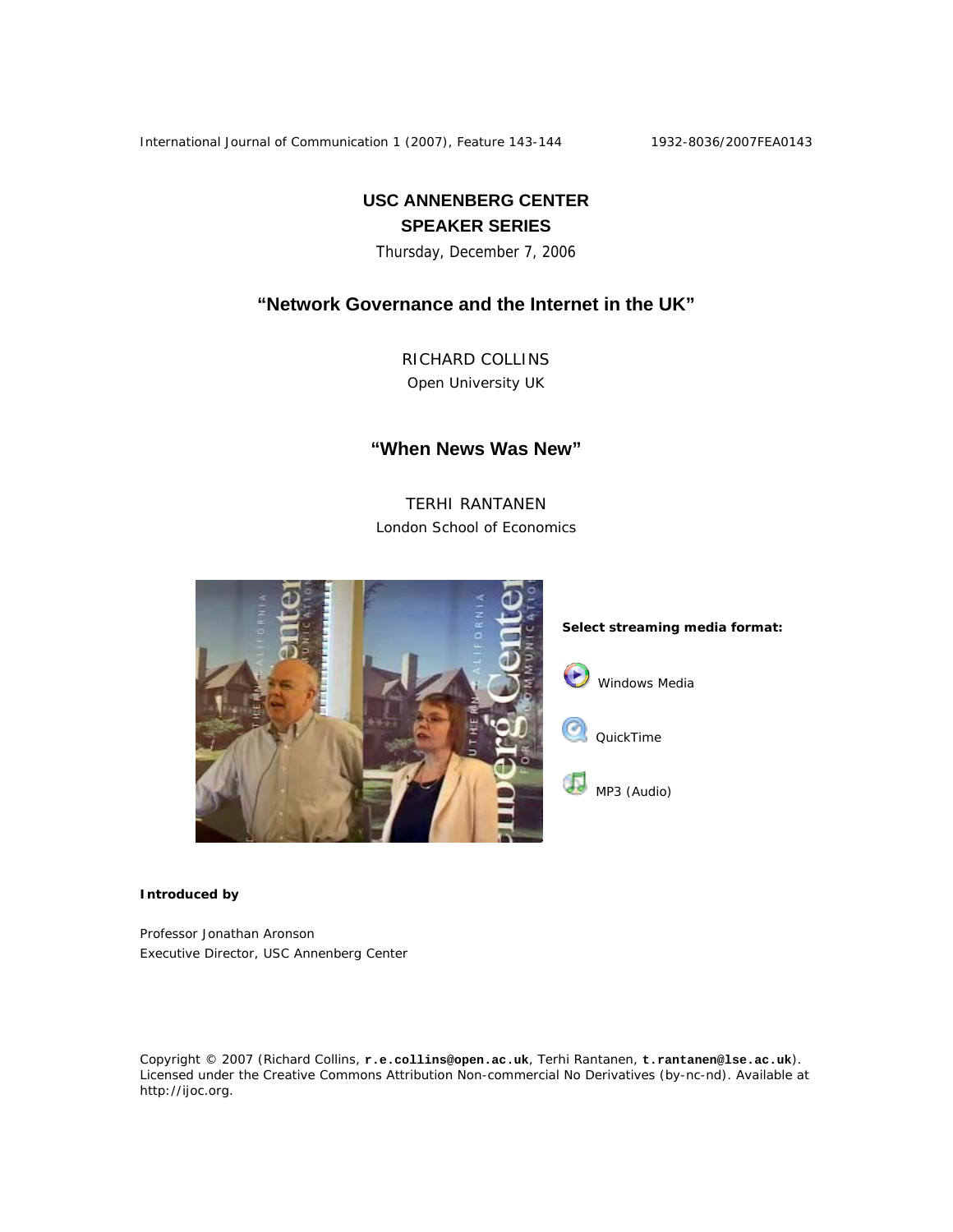# USC ANNENBERG CENTER SPEAKER SERIES

Thursday, December 7, 2006

## "Network Governance and the Internet in the UK"

RICHARD COLLINS
Open University UK

## "When News Was New"

TERHI RANTANEN
London School of Economics

**Select streaming media format:**

Windows Media

QuickTime

MP3 (Audio)

**Introduced by**

Professor Jonathan Aronson
Executive Director, USC Annenberg Center

Copyright © 2007 (Richard Collins, **r.e.collins@open.ac.uk**, Terhi Rantanen, **t.rantanen@lse.ac.uk**). Licensed under the Creative Commons Attribution Non-commercial No Derivatives (by-nc-nd). Available at http://ijoc.org.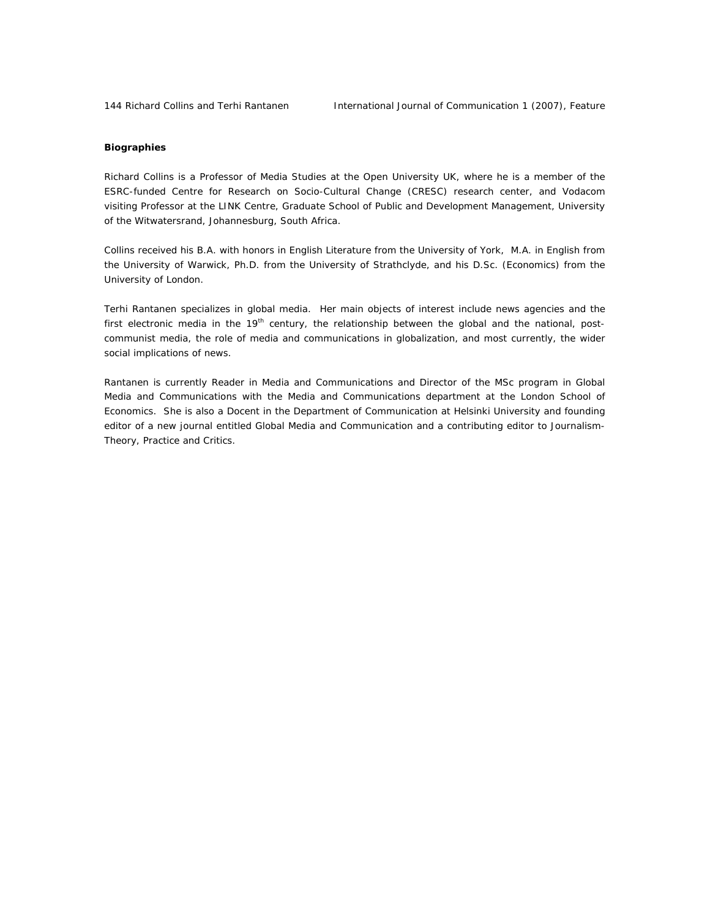**Biographies**

Richard Collins is a Professor of Media Studies at the Open University UK, where he is a member of the ESRC-funded Centre for Research on Socio-Cultural Change (CRESC) research center, and Vodacom visiting Professor at the LINK Centre, Graduate School of Public and Development Management, University of the Witwatersrand, Johannesburg, South Africa.

Collins received his B.A. with honors in English Literature from the University of York, M.A. in English from the University of Warwick, Ph.D. from the University of Strathclyde, and his D.Sc. (Economics) from the University of London.

Terhi Rantanen specializes in global media. Her main objects of interest include news agencies and the first electronic media in the 19th century, the relationship between the global and the national, post-communist media, the role of media and communications in globalization, and most currently, the wider social implications of news.

Rantanen is currently Reader in Media and Communications and Director of the MSc program in Global Media and Communications with the Media and Communications department at the London School of Economics. She is also a Docent in the Department of Communication at Helsinki University and founding editor of a new journal entitled Global Media and Communication and a contributing editor to Journalism-Theory, Practice and Critics.